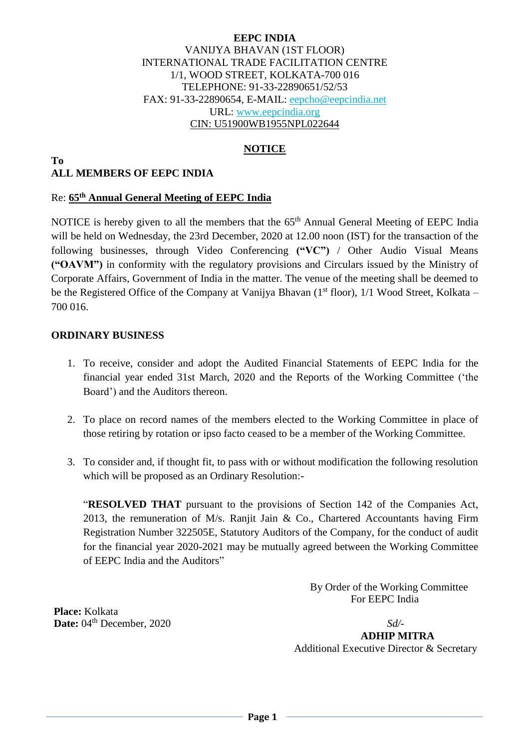**EEPC INDIA**
VANIJYA BHAVAN (1ST FLOOR)
INTERNATIONAL TRADE FACILITATION CENTRE
1/1, WOOD STREET, KOLKATA-700 016
TELEPHONE: 91-33-22890651/52/53
FAX: 91-33-22890654, E-MAIL: eepcho@eepcindia.net
URL: www.eepcindia.org
CIN: U51900WB1955NPL022644

## NOTICE

**To**
**ALL MEMBERS OF EEPC INDIA**

Re: **65th Annual General Meeting of EEPC India**

NOTICE is hereby given to all the members that the 65th Annual General Meeting of EEPC India will be held on Wednesday, the 23rd December, 2020 at 12.00 noon (IST) for the transaction of the following businesses, through Video Conferencing **("VC")** / Other Audio Visual Means **("OAVM")** in conformity with the regulatory provisions and Circulars issued by the Ministry of Corporate Affairs, Government of India in the matter. The venue of the meeting shall be deemed to be the Registered Office of the Company at Vanijya Bhavan (1st floor), 1/1 Wood Street, Kolkata – 700 016.

### ORDINARY BUSINESS

1. To receive, consider and adopt the Audited Financial Statements of EEPC India for the financial year ended 31st March, 2020 and the Reports of the Working Committee ('the Board') and the Auditors thereon.

2. To place on record names of the members elected to the Working Committee in place of those retiring by rotation or ipso facto ceased to be a member of the Working Committee.

3. To consider and, if thought fit, to pass with or without modification the following resolution which will be proposed as an Ordinary Resolution:-

   "**RESOLVED THAT** pursuant to the provisions of Section 142 of the Companies Act, 2013, the remuneration of M/s. Ranjit Jain & Co., Chartered Accountants having Firm Registration Number 322505E, Statutory Auditors of the Company, for the conduct of audit for the financial year 2020-2021 may be mutually agreed between the Working Committee of EEPC India and the Auditors"

By Order of the Working Committee
For EEPC India

**Place:** Kolkata
**Date:** 04th December, 2020

*Sd/-*
**ADHIP MITRA**
Additional Executive Director & Secretary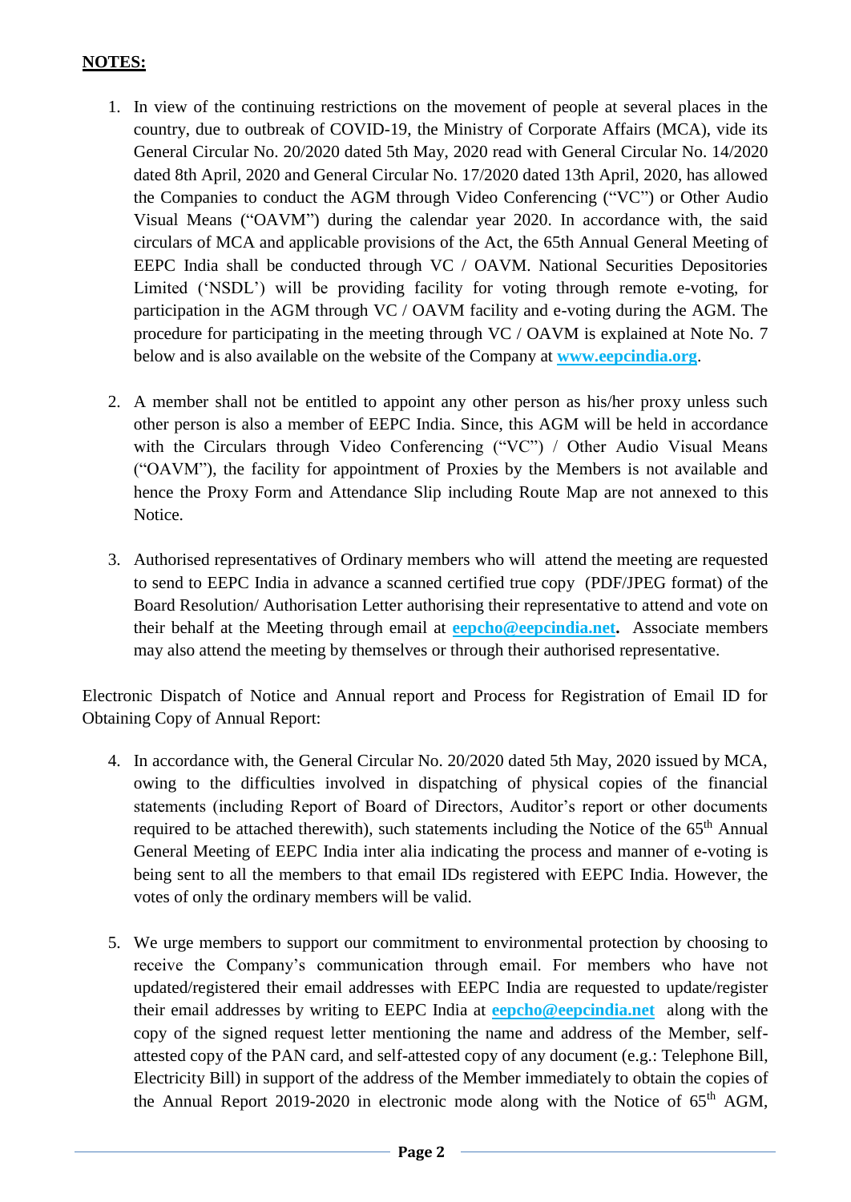**NOTES:**

1. In view of the continuing restrictions on the movement of people at several places in the country, due to outbreak of COVID-19, the Ministry of Corporate Affairs (MCA), vide its General Circular No. 20/2020 dated 5th May, 2020 read with General Circular No. 14/2020 dated 8th April, 2020 and General Circular No. 17/2020 dated 13th April, 2020, has allowed the Companies to conduct the AGM through Video Conferencing ("VC") or Other Audio Visual Means ("OAVM") during the calendar year 2020. In accordance with, the said circulars of MCA and applicable provisions of the Act, the 65th Annual General Meeting of EEPC India shall be conducted through VC / OAVM. National Securities Depositories Limited ('NSDL') will be providing facility for voting through remote e-voting, for participation in the AGM through VC / OAVM facility and e-voting during the AGM. The procedure for participating in the meeting through VC / OAVM is explained at Note No. 7 below and is also available on the website of the Company at [www.eepcindia.org](http://www.eepcindia.org).

2. A member shall not be entitled to appoint any other person as his/her proxy unless such other person is also a member of EEPC India. Since, this AGM will be held in accordance with the Circulars through Video Conferencing ("VC") / Other Audio Visual Means ("OAVM"), the facility for appointment of Proxies by the Members is not available and hence the Proxy Form and Attendance Slip including Route Map are not annexed to this Notice.

3. Authorised representatives of Ordinary members who will attend the meeting are requested to send to EEPC India in advance a scanned certified true copy (PDF/JPEG format) of the Board Resolution/ Authorisation Letter authorising their representative to attend and vote on their behalf at the Meeting through email at **[eepcho@eepcindia.net](mailto:eepcho@eepcindia.net).** Associate members may also attend the meeting by themselves or through their authorised representative.

Electronic Dispatch of Notice and Annual report and Process for Registration of Email ID for Obtaining Copy of Annual Report:

4. In accordance with, the General Circular No. 20/2020 dated 5th May, 2020 issued by MCA, owing to the difficulties involved in dispatching of physical copies of the financial statements (including Report of Board of Directors, Auditor's report or other documents required to be attached therewith), such statements including the Notice of the 65th Annual General Meeting of EEPC India inter alia indicating the process and manner of e-voting is being sent to all the members to that email IDs registered with EEPC India. However, the votes of only the ordinary members will be valid.

5. We urge members to support our commitment to environmental protection by choosing to receive the Company's communication through email. For members who have not updated/registered their email addresses with EEPC India are requested to update/register their email addresses by writing to EEPC India at **[eepcho@eepcindia.net](mailto:eepcho@eepcindia.net)** along with the copy of the signed request letter mentioning the name and address of the Member, self-attested copy of the PAN card, and self-attested copy of any document (e.g.: Telephone Bill, Electricity Bill) in support of the address of the Member immediately to obtain the copies of the Annual Report 2019-2020 in electronic mode along with the Notice of 65th AGM,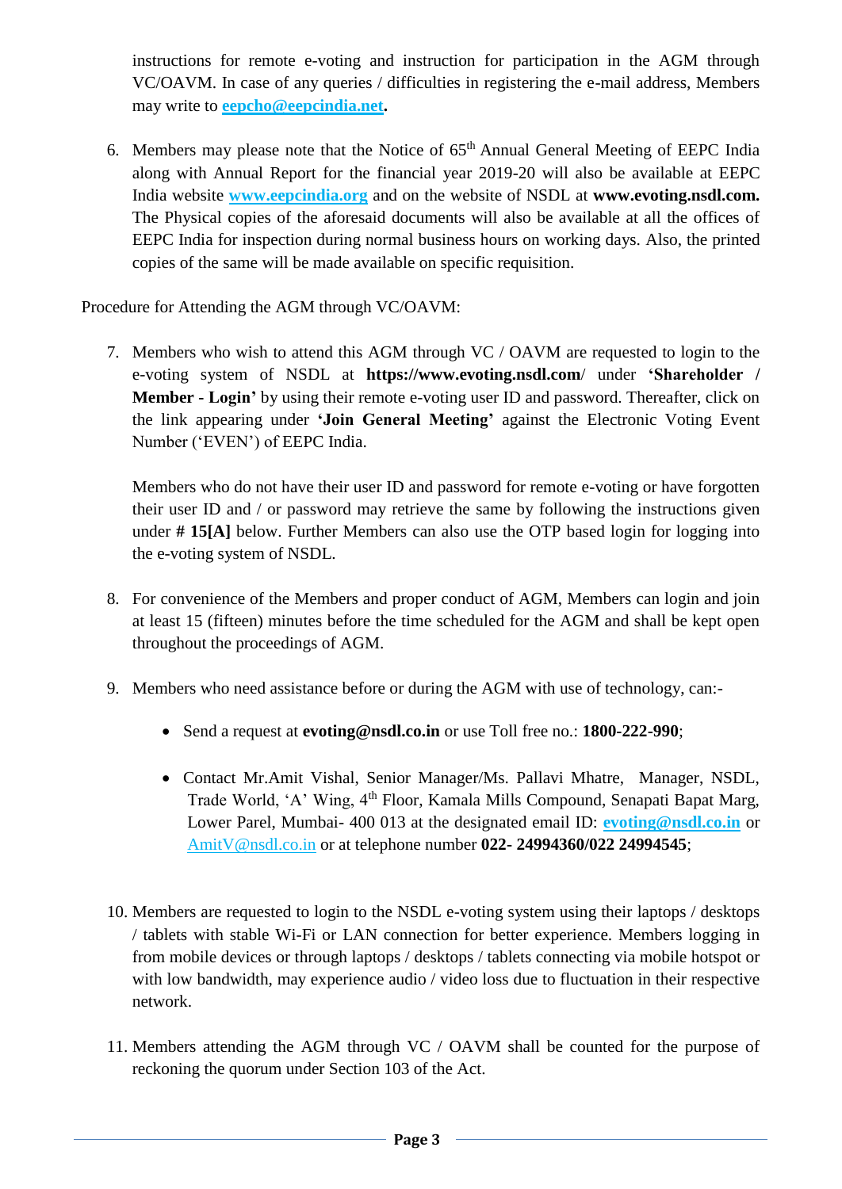instructions for remote e-voting and instruction for participation in the AGM through VC/OAVM. In case of any queries / difficulties in registering the e-mail address, Members may write to **eepcho@eepcindia.net**.

6. Members may please note that the Notice of 65th Annual General Meeting of EEPC India along with Annual Report for the financial year 2019-20 will also be available at EEPC India website **www.eepcindia.org** and on the website of NSDL at **www.evoting.nsdl.com.** The Physical copies of the aforesaid documents will also be available at all the offices of EEPC India for inspection during normal business hours on working days. Also, the printed copies of the same will be made available on specific requisition.

Procedure for Attending the AGM through VC/OAVM:

7. Members who wish to attend this AGM through VC / OAVM are requested to login to the e-voting system of NSDL at **https://www.evoting.nsdl.com**/ under **'Shareholder / Member - Login'** by using their remote e-voting user ID and password. Thereafter, click on the link appearing under **'Join General Meeting'** against the Electronic Voting Event Number ('EVEN') of EEPC India.

   Members who do not have their user ID and password for remote e-voting or have forgotten their user ID and / or password may retrieve the same by following the instructions given under **# 15[A]** below. Further Members can also use the OTP based login for logging into the e-voting system of NSDL.

8. For convenience of the Members and proper conduct of AGM, Members can login and join at least 15 (fifteen) minutes before the time scheduled for the AGM and shall be kept open throughout the proceedings of AGM.

9. Members who need assistance before or during the AGM with use of technology, can:-

   - Send a request at **evoting@nsdl.co.in** or use Toll free no.: **1800-222-990**;

   - Contact Mr.Amit Vishal, Senior Manager/Ms. Pallavi Mhatre, Manager, NSDL, Trade World, 'A' Wing, 4th Floor, Kamala Mills Compound, Senapati Bapat Marg, Lower Parel, Mumbai- 400 013 at the designated email ID: **evoting@nsdl.co.in** or AmitV@nsdl.co.in or at telephone number **022- 24994360/022 24994545**;

10. Members are requested to login to the NSDL e-voting system using their laptops / desktops / tablets with stable Wi-Fi or LAN connection for better experience. Members logging in from mobile devices or through laptops / desktops / tablets connecting via mobile hotspot or with low bandwidth, may experience audio / video loss due to fluctuation in their respective network.

11. Members attending the AGM through VC / OAVM shall be counted for the purpose of reckoning the quorum under Section 103 of the Act.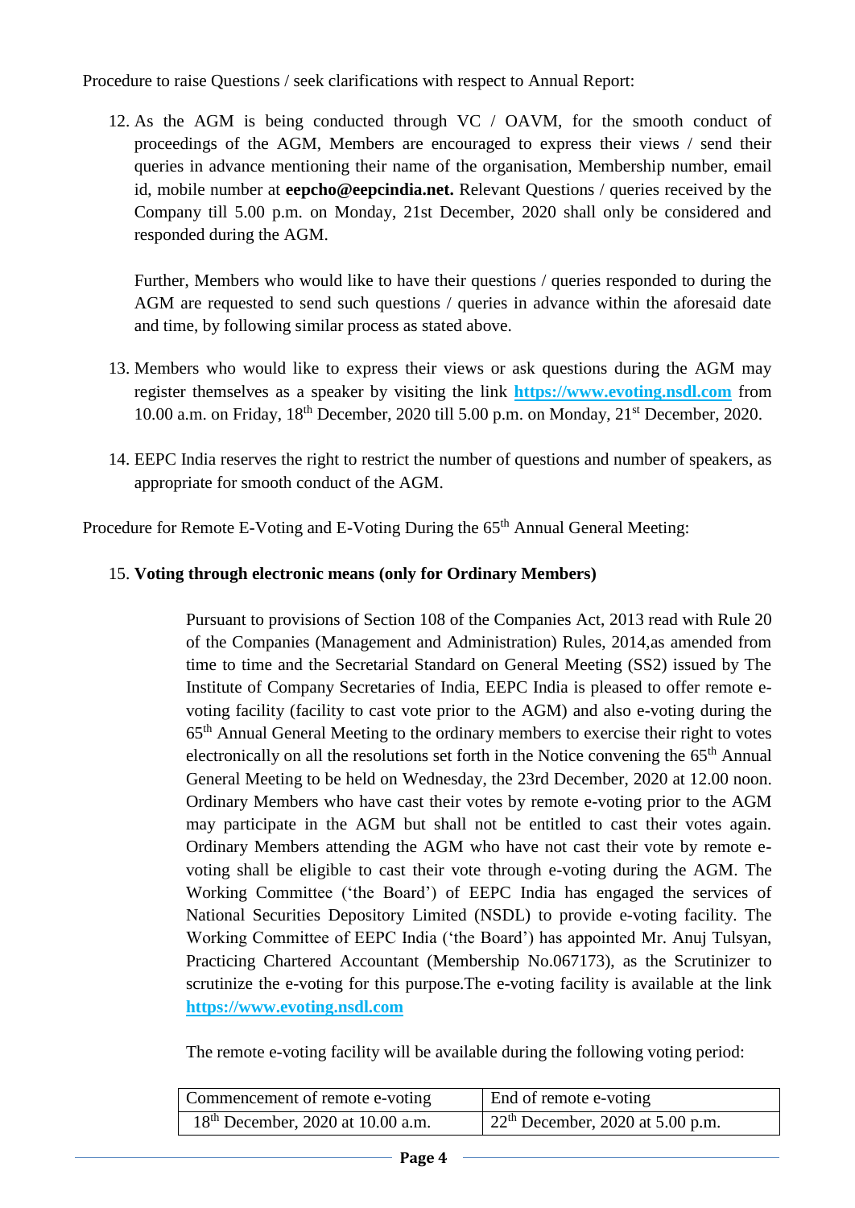Procedure to raise Questions / seek clarifications with respect to Annual Report:

12. As the AGM is being conducted through VC / OAVM, for the smooth conduct of proceedings of the AGM, Members are encouraged to express their views / send their queries in advance mentioning their name of the organisation, Membership number, email id, mobile number at **eepcho@eepcindia.net.** Relevant Questions / queries received by the Company till 5.00 p.m. on Monday, 21st December, 2020 shall only be considered and responded during the AGM.

    Further, Members who would like to have their questions / queries responded to during the AGM are requested to send such questions / queries in advance within the aforesaid date and time, by following similar process as stated above.

13. Members who would like to express their views or ask questions during the AGM may register themselves as a speaker by visiting the link **https://www.evoting.nsdl.com** from 10.00 a.m. on Friday, 18th December, 2020 till 5.00 p.m. on Monday, 21st December, 2020.

14. EEPC India reserves the right to restrict the number of questions and number of speakers, as appropriate for smooth conduct of the AGM.

Procedure for Remote E-Voting and E-Voting During the 65th Annual General Meeting:

15. **Voting through electronic means (only for Ordinary Members)**

    Pursuant to provisions of Section 108 of the Companies Act, 2013 read with Rule 20 of the Companies (Management and Administration) Rules, 2014,as amended from time to time and the Secretarial Standard on General Meeting (SS2) issued by The Institute of Company Secretaries of India, EEPC India is pleased to offer remote e-voting facility (facility to cast vote prior to the AGM) and also e-voting during the 65th Annual General Meeting to the ordinary members to exercise their right to votes electronically on all the resolutions set forth in the Notice convening the 65th Annual General Meeting to be held on Wednesday, the 23rd December, 2020 at 12.00 noon. Ordinary Members who have cast their votes by remote e-voting prior to the AGM may participate in the AGM but shall not be entitled to cast their votes again. Ordinary Members attending the AGM who have not cast their vote by remote e-voting shall be eligible to cast their vote through e-voting during the AGM. The Working Committee ('the Board') of EEPC India has engaged the services of National Securities Depository Limited (NSDL) to provide e-voting facility. The Working Committee of EEPC India ('the Board') has appointed Mr. Anuj Tulsyan, Practicing Chartered Accountant (Membership No.067173), as the Scrutinizer to scrutinize the e-voting for this purpose.The e-voting facility is available at the link **https://www.evoting.nsdl.com**

    The remote e-voting facility will be available during the following voting period:

| Commencement of remote e-voting | End of remote e-voting |
|---|---|
| 18th December, 2020 at 10.00 a.m. | 22th December, 2020 at 5.00 p.m. |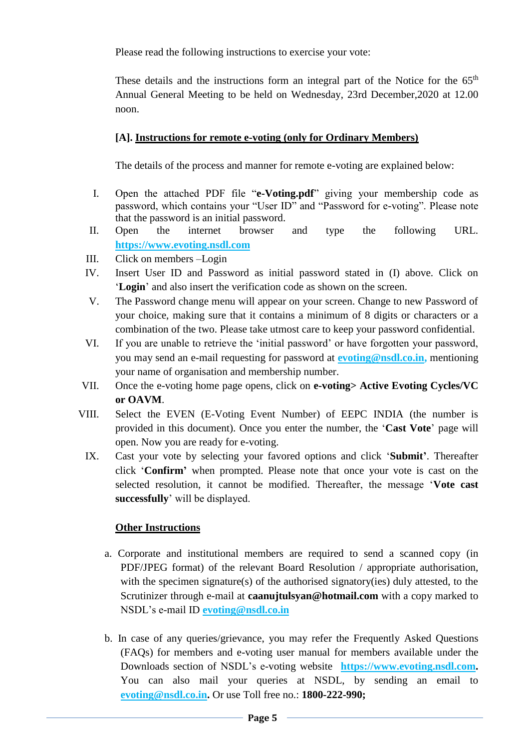Please read the following instructions to exercise your vote:

These details and the instructions form an integral part of the Notice for the 65th Annual General Meeting to be held on Wednesday, 23rd December,2020 at 12.00 noon.

**[A]. Instructions for remote e-voting (only for Ordinary Members)**

The details of the process and manner for remote e-voting are explained below:

I. Open the attached PDF file "**e-Voting.pdf**" giving your membership code as password, which contains your "User ID" and "Password for e-voting". Please note that the password is an initial password.

II. Open the internet browser and type the following URL. **https://www.evoting.nsdl.com**

III. Click on members –Login

IV. Insert User ID and Password as initial password stated in (I) above. Click on '**Login**' and also insert the verification code as shown on the screen.

V. The Password change menu will appear on your screen. Change to new Password of your choice, making sure that it contains a minimum of 8 digits or characters or a combination of the two. Please take utmost care to keep your password confidential.

VI. If you are unable to retrieve the 'initial password' or have forgotten your password, you may send an e-mail requesting for password at **evoting@nsdl.co.in,** mentioning your name of organisation and membership number.

VII. Once the e-voting home page opens, click on **e-voting> Active Evoting Cycles/VC or OAVM**.

VIII. Select the EVEN (E-Voting Event Number) of EEPC INDIA (the number is provided in this document). Once you enter the number, the '**Cast Vote**' page will open. Now you are ready for e-voting.

IX. Cast your vote by selecting your favored options and click '**Submit**'. Thereafter click '**Confirm**' when prompted. Please note that once your vote is cast on the selected resolution, it cannot be modified. Thereafter, the message '**Vote cast successfully**' will be displayed.

**Other Instructions**

a. Corporate and institutional members are required to send a scanned copy (in PDF/JPEG format) of the relevant Board Resolution / appropriate authorisation, with the specimen signature(s) of the authorised signatory(ies) duly attested, to the Scrutinizer through e-mail at **caanujtulsyan@hotmail.com** with a copy marked to NSDL's e-mail ID **evoting@nsdl.co.in**

b. In case of any queries/grievance, you may refer the Frequently Asked Questions (FAQs) for members and e-voting user manual for members available under the Downloads section of NSDL's e-voting website **https://www.evoting.nsdl.com.** You can also mail your queries at NSDL, by sending an email to **evoting@nsdl.co.in.** Or use Toll free no.: **1800-222-990;**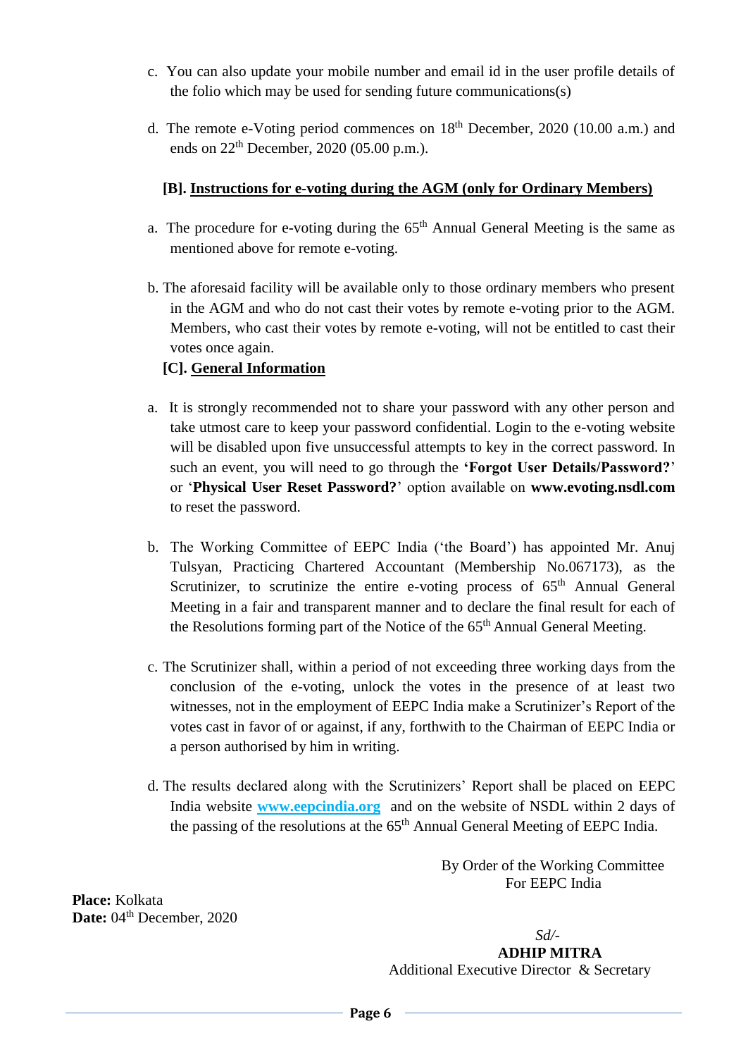c. You can also update your mobile number and email id in the user profile details of the folio which may be used for sending future communications(s)

d. The remote e-Voting period commences on 18th December, 2020 (10.00 a.m.) and ends on 22nd December, 2020 (05.00 p.m.).

**[B]. Instructions for e-voting during the AGM (only for Ordinary Members)**

a. The procedure for e-voting during the 65th Annual General Meeting is the same as mentioned above for remote e-voting.

b. The aforesaid facility will be available only to those ordinary members who present in the AGM and who do not cast their votes by remote e-voting prior to the AGM. Members, who cast their votes by remote e-voting, will not be entitled to cast their votes once again.

**[C]. General Information**

a. It is strongly recommended not to share your password with any other person and take utmost care to keep your password confidential. Login to the e-voting website will be disabled upon five unsuccessful attempts to key in the correct password. In such an event, you will need to go through the **'Forgot User Details/Password?'** or '**Physical User Reset Password?**' option available on **www.evoting.nsdl.com** to reset the password.

b. The Working Committee of EEPC India ('the Board') has appointed Mr. Anuj Tulsyan, Practicing Chartered Accountant (Membership No.067173), as the Scrutinizer, to scrutinize the entire e-voting process of 65th Annual General Meeting in a fair and transparent manner and to declare the final result for each of the Resolutions forming part of the Notice of the 65th Annual General Meeting.

c. The Scrutinizer shall, within a period of not exceeding three working days from the conclusion of the e-voting, unlock the votes in the presence of at least two witnesses, not in the employment of EEPC India make a Scrutinizer's Report of the votes cast in favor of or against, if any, forthwith to the Chairman of EEPC India or a person authorised by him in writing.

d. The results declared along with the Scrutinizers' Report shall be placed on EEPC India website **www.eepcindia.org** and on the website of NSDL within 2 days of the passing of the resolutions at the 65th Annual General Meeting of EEPC India.

By Order of the Working Committee
For EEPC India

**Place:** Kolkata
**Date:** 04th December, 2020

*Sd/-*
**ADHIP MITRA**
Additional Executive Director & Secretary